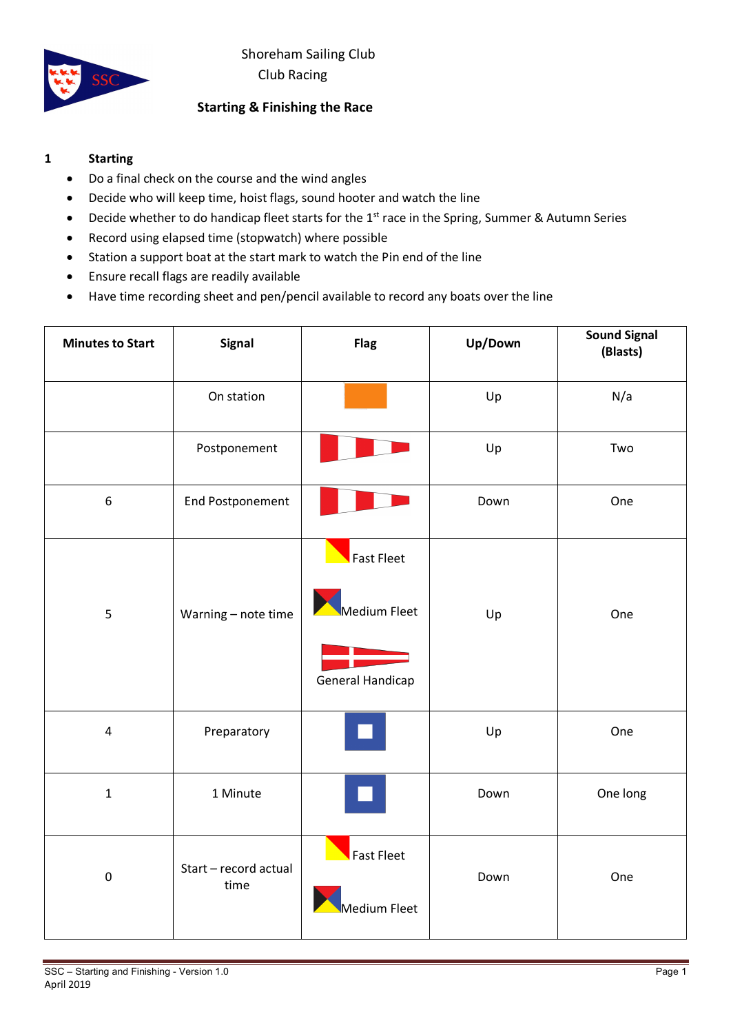Shoreham Sailing Club
Club Racing

**Starting & Finishing the Race**

## 1 Starting

- Do a final check on the course and the wind angles
- Decide who will keep time, hoist flags, sound hooter and watch the line
- Decide whether to do handicap fleet starts for the 1st race in the Spring, Summer & Autumn Series
- Record using elapsed time (stopwatch) where possible
- Station a support boat at the start mark to watch the Pin end of the line
- Ensure recall flags are readily available
- Have time recording sheet and pen/pencil available to record any boats over the line

| Minutes to Start | Signal | Flag | Up/Down | Sound Signal (Blasts) |
|---|---|---|---|---|
| | On station | | Up | N/a |
| | Postponement | | Up | Two |
| 6 | End Postponement | | Down | One |
| 5 | Warning – note time | Fast Fleet<br>Medium Fleet<br>General Handicap | Up | One |
| 4 | Preparatory | | Up | One |
| 1 | 1 Minute | | Down | One long |
| 0 | Start – record actual time | Fast Fleet<br>Medium Fleet | Down | One |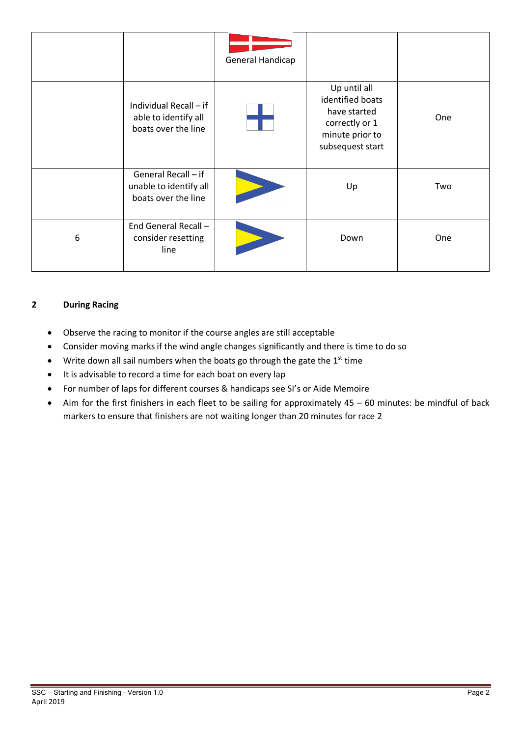| | | General Handicap | | |
|---|---|---|---|---|
| | Individual Recall – if able to identify all boats over the line | | Up until all identified boats have started correctly or 1 minute prior to subsequest start | One |
| | General Recall – if unable to identify all boats over the line | | Up | Two |
| 6 | End General Recall – consider resetting line | | Down | One |

## 2 During Racing

- Observe the racing to monitor if the course angles are still acceptable
- Consider moving marks if the wind angle changes significantly and there is time to do so
- Write down all sail numbers when the boats go through the gate the the 1st time
- It is advisable to record a time for each boat on every lap
- For number of laps for different courses & handicaps see SI's or Aide Memoire
- Aim for the first finishers in each fleet to be sailing for approximately 45 – 60 minutes: be mindful of back markers to ensure that finishers are not waiting longer than 20 minutes for race 2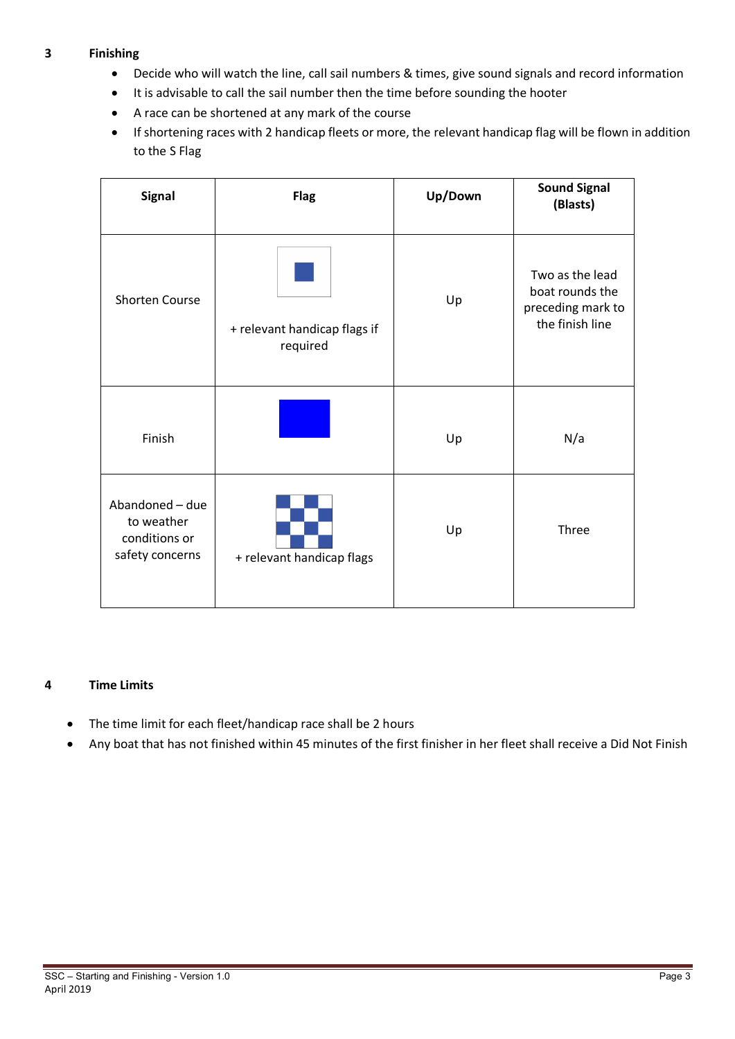## 3 Finishing

- Decide who will watch the line, call sail numbers & times, give sound signals and record information
- It is advisable to call the sail number then the time before sounding the hooter
- A race can be shortened at any mark of the course
- If shortening races with 2 handicap fleets or more, the relevant handicap flag will be flown in addition to the S Flag

| Signal | Flag | Up/Down | Sound Signal (Blasts) |
|---|---|---|---|
| Shorten Course | + relevant handicap flags if required | Up | Two as the lead boat rounds the preceding mark to the finish line |
| Finish | | Up | N/a |
| Abandoned – due to weather conditions or safety concerns | + relevant handicap flags | Up | Three |

## 4 Time Limits

- The time limit for each fleet/handicap race shall be 2 hours
- Any boat that has not finished within 45 minutes of the first finisher in her fleet shall receive a Did Not Finish